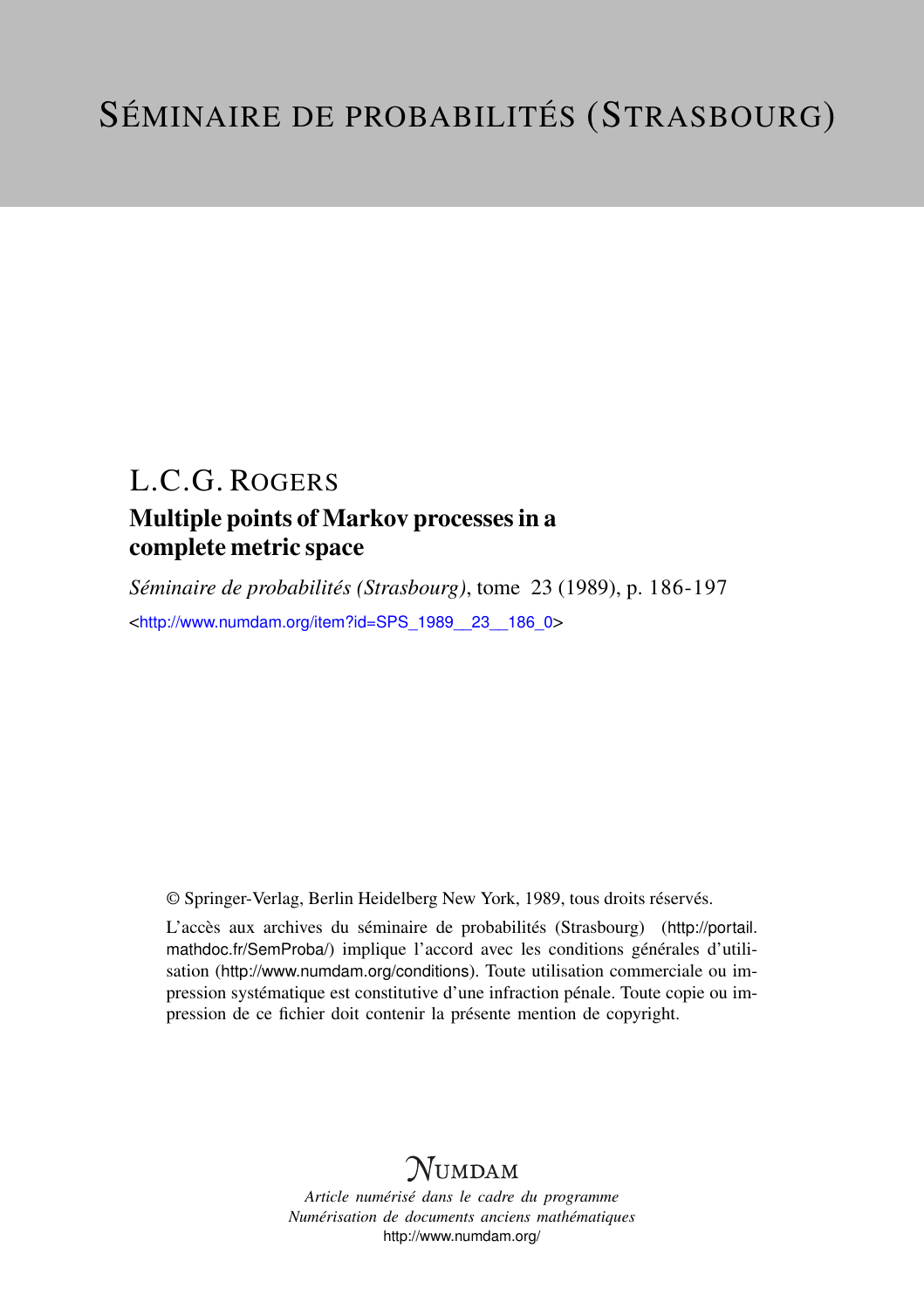# SÉMINAIRE DE PROBABILITÉS (STRASBOURG)

## L.C.G. ROGERS

### Multiple points of Markov processes in a complete metric space

*Séminaire de probabilités (Strasbourg)*, tome 23 (1989), p. 186-197

<http://www.numdam.org/item?id=SPS_1989__23__186_0>

© Springer-Verlag, Berlin Heidelberg New York, 1989, tous droits réservés.

L'accès aux archives du séminaire de probabilités (Strasbourg) (http://portail.mathdoc.fr/SemProba/) implique l'accord avec les conditions générales d'utilisation (http://www.numdam.org/conditions). Toute utilisation commerciale ou impression systématique est constitutive d'une infraction pénale. Toute copie ou impression de ce fichier doit contenir la présente mention de copyright.

NUMDAM

*Article numérisé dans le cadre du programme*
*Numérisation de documents anciens mathématiques*
http://www.numdam.org/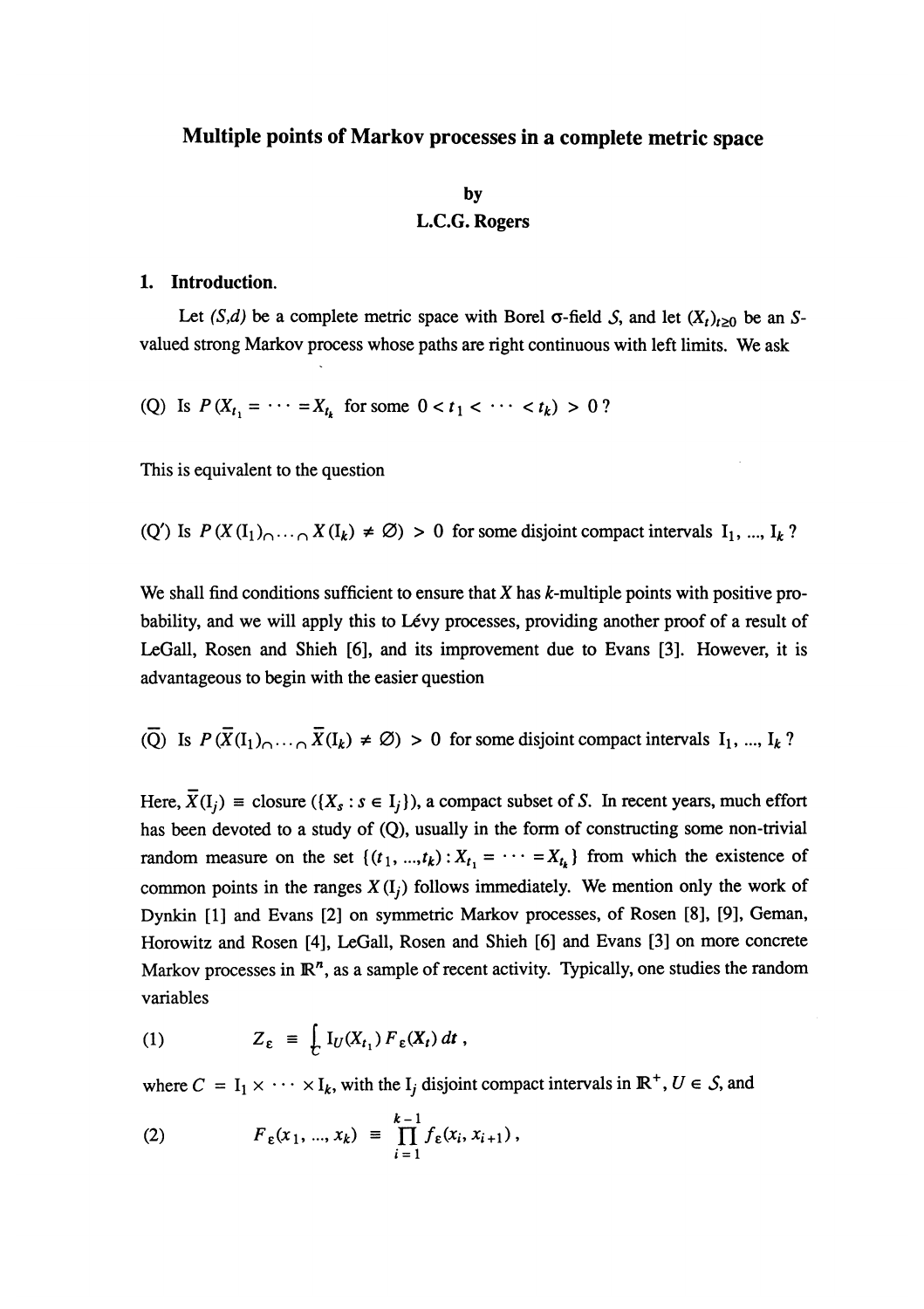# Multiple points of Markov processes in a complete metric space

by

L.C.G. Rogers

## 1. Introduction.

Let $(S,d)$ be a complete metric space with Borel $\sigma$-field $\mathcal{S}$, and let $(X_t)_{t \geq 0}$ be an $S$-valued strong Markov process whose paths are right continuous with left limits. We ask

(Q) Is $P(X_{t_1} = \cdots = X_{t_k}$ for some $0 < t_1 < \cdots < t_k) > 0$ ?

This is equivalent to the question

(Q′) Is $P(X(\mathrm{I}_1) \cap \cdots \cap X(\mathrm{I}_k) \neq \varnothing) > 0$ for some disjoint compact intervals $\mathrm{I}_1, \ldots, \mathrm{I}_k$ ?

We shall find conditions sufficient to ensure that $X$ has $k$-multiple points with positive probability, and we will apply this to Lévy processes, providing another proof of a result of LeGall, Rosen and Shieh [6], and its improvement due to Evans [3]. However, it is advantageous to begin with the easier question

($\bar{\text{Q}}$) Is $P(\bar{X}(\mathrm{I}_1) \cap \cdots \cap \bar{X}(\mathrm{I}_k) \neq \varnothing) > 0$ for some disjoint compact intervals $\mathrm{I}_1, \ldots, \mathrm{I}_k$ ?

Here, $\bar{X}(\mathrm{I}_j) \equiv$ closure $(\{X_s : s \in \mathrm{I}_j\})$, a compact subset of $S$. In recent years, much effort has been devoted to a study of (Q), usually in the form of constructing some non-trivial random measure on the set $\{(t_1, \ldots, t_k) : X_{t_1} = \cdots = X_{t_k}\}$ from which the existence of common points in the ranges $X(\mathrm{I}_j)$ follows immediately. We mention only the work of Dynkin [1] and Evans [2] on symmetric Markov processes, of Rosen [8], [9], Geman, Horowitz and Rosen [4], LeGall, Rosen and Shieh [6] and Evans [3] on more concrete Markov processes in $\mathbb{R}^n$, as a sample of recent activity. Typically, one studies the random variables

$$Z_\varepsilon \equiv \int_C \mathrm{I}_U(X_{t_1}) \, F_\varepsilon(X_t) \, dt \, , \tag{1}$$

where $C = \mathrm{I}_1 \times \cdots \times \mathrm{I}_k$, with the $\mathrm{I}_j$ disjoint compact intervals in $\mathbb{R}^+$, $U \in \mathcal{S}$, and

$$F_\varepsilon(x_1, \ldots, x_k) \equiv \prod_{i=1}^{k-1} f_\varepsilon(x_i, x_{i+1}) \, , \tag{2}$$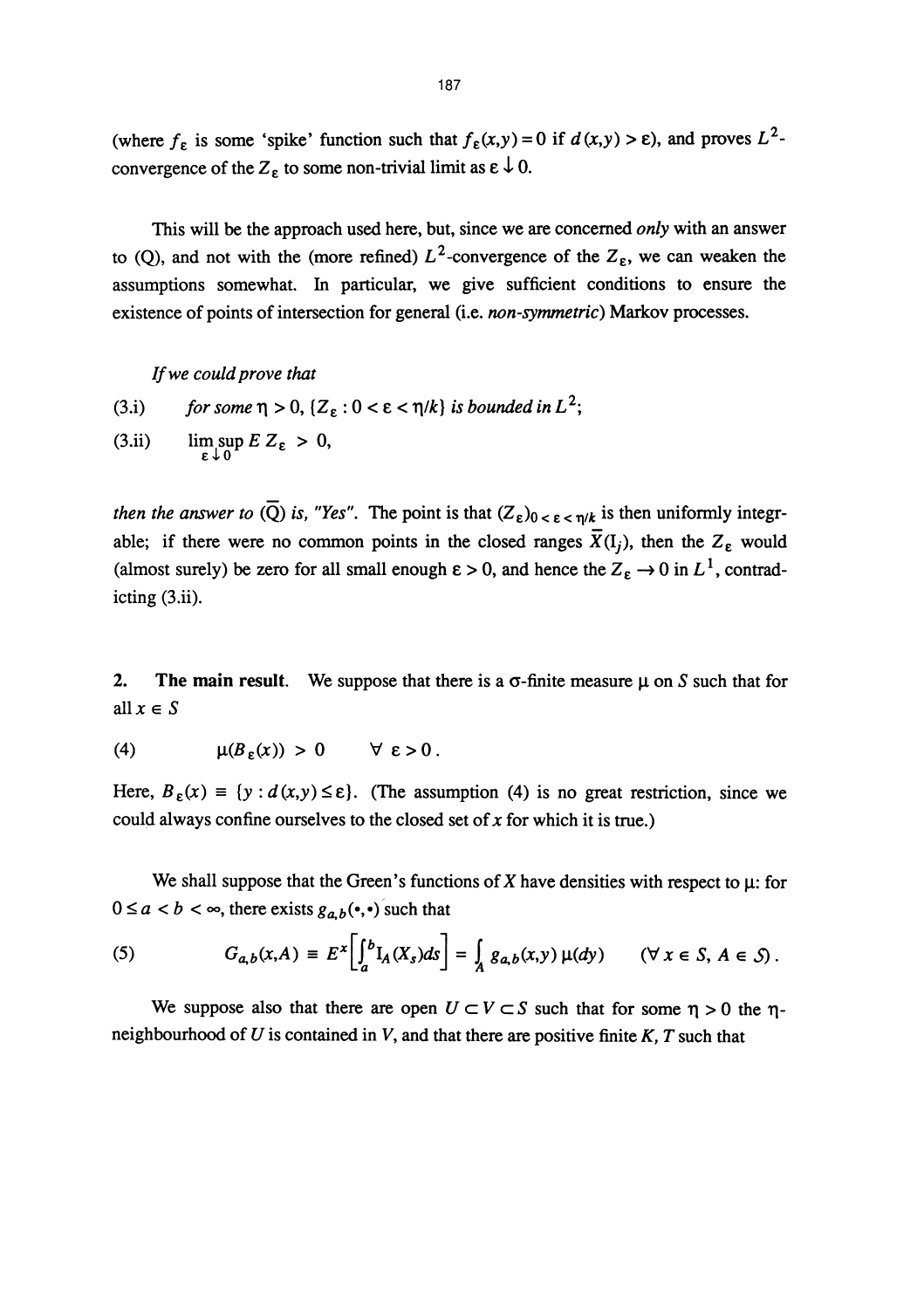(where $f_\varepsilon$ is some 'spike' function such that $f_\varepsilon(x,y) = 0$ if $d(x,y) > \varepsilon$), and proves $L^2$-convergence of the $Z_\varepsilon$ to some non-trivial limit as $\varepsilon \downarrow 0$.

This will be the approach used here, but, since we are concerned *only* with an answer to (Q), and not with the (more refined) $L^2$-convergence of the $Z_\varepsilon$, we can weaken the assumptions somewhat. In particular, we give sufficient conditions to ensure the existence of points of intersection for general (i.e. *non-symmetric*) Markov processes.

*If we could prove that*

(3.i) *for some* $\eta > 0$, $\{Z_\varepsilon : 0 < \varepsilon < \eta/k\}$ *is bounded in* $L^2$;

(3.ii) $\limsup_{\varepsilon \downarrow 0} E\, Z_\varepsilon > 0$,

*then the answer to* $(\overline{Q})$ *is, "Yes".* The point is that $(Z_\varepsilon)_{0<\varepsilon<\eta/k}$ is then uniformly integrable; if there were no common points in the closed ranges $\overline{X}(I_j)$, then the $Z_\varepsilon$ would (almost surely) be zero for all small enough $\varepsilon > 0$, and hence the $Z_\varepsilon \to 0$ in $L^1$, contradicting (3.ii).

## 2. The main result.

We suppose that there is a $\sigma$-finite measure $\mu$ on $S$ such that for all $x \in S$

$$\mu(B_\varepsilon(x)) > 0 \qquad \forall\ \varepsilon > 0. \tag{4}$$

Here, $B_\varepsilon(x) \equiv \{y : d(x,y) \le \varepsilon\}$. (The assumption (4) is no great restriction, since we could always confine ourselves to the closed set of $x$ for which it is true.)

We shall suppose that the Green's functions of $X$ have densities with respect to $\mu$: for $0 \le a < b < \infty$, there exists $g_{a,b}(\cdot,\cdot)$ such that

$$G_{a,b}(x,A) \equiv E^x\Big[\int_a^b I_A(X_s)ds\Big] = \int_A g_{a,b}(x,y)\,\mu(dy) \qquad (\forall\, x \in S,\ A \in \mathcal{S}). \tag{5}$$

We suppose also that there are open $U \subset V \subset S$ such that for some $\eta > 0$ the $\eta$-neighbourhood of $U$ is contained in $V$, and that there are positive finite $K$, $T$ such that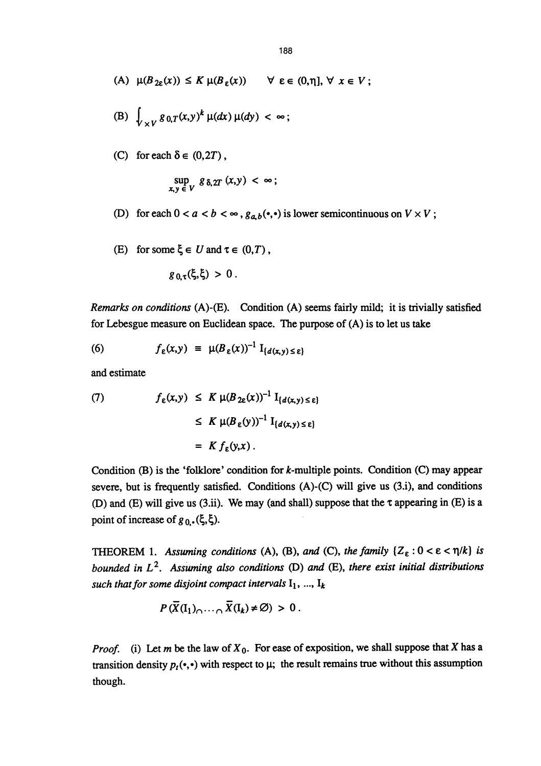(A) $\mu(B_{2\varepsilon}(x)) \leq K\, \mu(B_\varepsilon(x)) \qquad \forall\ \varepsilon \in (0,\eta],\ \forall\ x \in V$;

(B) $\int_{V \times V} g_{0,T}(x,y)^k\, \mu(dx)\, \mu(dy) < \infty$;

(C) for each $\delta \in (0,2T)$,

$$\sup_{x,y \in V} g_{\delta,2T}(x,y) < \infty ;$$

(D) for each $0 < a < b < \infty$, $g_{a,b}(\bullet,\bullet)$ is lower semicontinuous on $V \times V$;

(E) for some $\xi \in U$ and $\tau \in (0,T)$,

$$g_{0,\tau}(\xi,\xi) > 0 .$$

*Remarks on conditions* (A)-(E). Condition (A) seems fairly mild; it is trivially satisfied for Lebesgue measure on Euclidean space. The purpose of (A) is to let us take

$$f_\varepsilon(x,y) \equiv \mu(B_\varepsilon(x))^{-1}\, I_{\{d(x,y) \leq \varepsilon\}} \tag{6}$$

and estimate

$$\begin{aligned} f_\varepsilon(x,y) &\leq K\, \mu(B_{2\varepsilon}(x))^{-1}\, I_{\{d(x,y) \leq \varepsilon\}} \\ &\leq K\, \mu(B_\varepsilon(y))^{-1}\, I_{\{d(x,y) \leq \varepsilon\}} \\ &= K\, f_\varepsilon(y,x) . \end{aligned} \tag{7}$$

Condition (B) is the 'folklore' condition for $k$-multiple points. Condition (C) may appear severe, but is frequently satisfied. Conditions (A)-(C) will give us (3.i), and conditions (D) and (E) will give us (3.ii). We may (and shall) suppose that the $\tau$ appearing in (E) is a point of increase of $g_{0,\bullet}(\xi,\xi)$.

THEOREM 1. *Assuming conditions* (A), (B), *and* (C), *the family* $\{Z_\varepsilon : 0 < \varepsilon < \eta/k\}$ *is bounded in* $L^2$. *Assuming also conditions* (D) *and* (E), *there exist initial distributions such that for some disjoint compact intervals* $I_1, \ldots, I_k$

$$P(\overline{X}(I_1) \cap \cdots \cap \overline{X}(I_k) \neq \varnothing) > 0 .$$

*Proof.* (i) Let $m$ be the law of $X_0$. For ease of exposition, we shall suppose that $X$ has a transition density $p_t(\bullet,\bullet)$ with respect to $\mu$; the result remains true without this assumption though.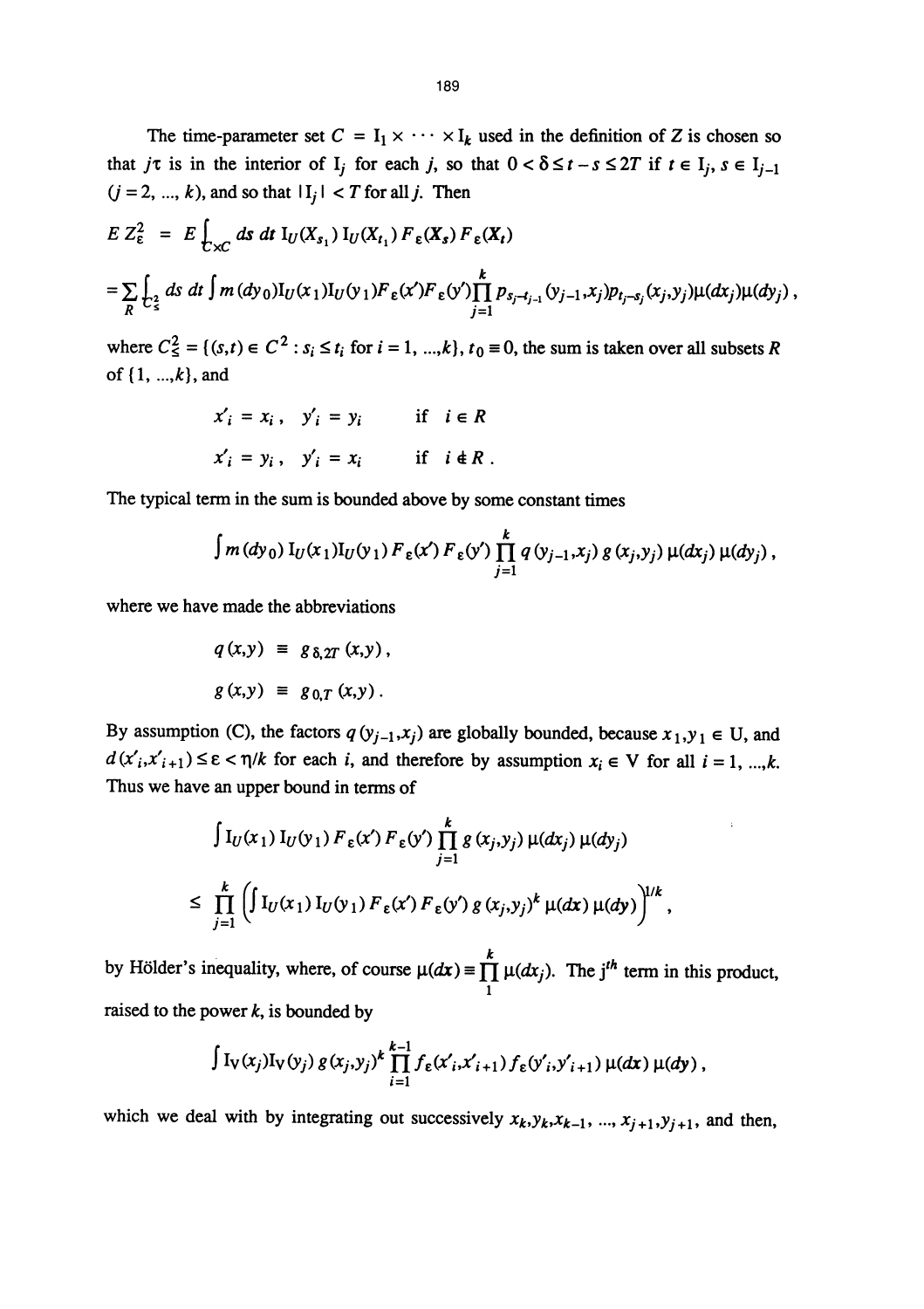The time-parameter set $C = \mathrm{I}_1 \times \cdots \times \mathrm{I}_k$ used in the definition of $Z$ is chosen so that $j\tau$ is in the interior of $\mathrm{I}_j$ for each $j$, so that $0 < \delta \le t - s \le 2T$ if $t \in \mathrm{I}_j$, $s \in \mathrm{I}_{j-1}$ ($j = 2, \ldots, k$), and so that $|\mathrm{I}_j| < T$ for all $j$. Then

$$
\begin{aligned}
E Z_\varepsilon^2 &= E \int_{C\times C} ds\, dt\, \mathrm{I}_U(X_{s_1})\, \mathrm{I}_U(X_{t_1})\, F_\varepsilon(\mathbf{X}_s)\, F_\varepsilon(\mathbf{X}_t) \\
&= \sum_R \int_{C_\le^2} ds\, dt \int m(dy_0) \mathrm{I}_U(x_1) \mathrm{I}_U(y_1) F_\varepsilon(x') F_\varepsilon(y') \prod_{j=1}^{k} p_{s_j - t_{j-1}}(y_{j-1}, x_j)\, p_{t_j - s_j}(x_j, y_j) \mu(dx_j) \mu(dy_j),
\end{aligned}
$$

where $C_\le^2 = \{(s,t) \in C^2 : s_i \le t_i \text{ for } i = 1, \ldots, k\}$, $t_0 \equiv 0$, the sum is taken over all subsets $R$ of $\{1, \ldots, k\}$, and

$$
\begin{aligned}
x'_i &= x_i, \quad y'_i = y_i \qquad \text{if } i \in R \\
x'_i &= y_i, \quad y'_i = x_i \qquad \text{if } i \notin R.
\end{aligned}
$$

The typical term in the sum is bounded above by some constant times

$$
\int m(dy_0)\, \mathrm{I}_U(x_1) \mathrm{I}_U(y_1)\, F_\varepsilon(x')\, F_\varepsilon(y') \prod_{j=1}^{k} q(y_{j-1}, x_j)\, g(x_j, y_j)\, \mu(dx_j)\, \mu(dy_j),
$$

where we have made the abbreviations

$$
\begin{aligned}
q(x,y) &\equiv g_{\delta, 2T}(x,y), \\
g(x,y) &\equiv g_{0,T}(x,y).
\end{aligned}
$$

By assumption (C), the factors $q(y_{j-1}, x_j)$ are globally bounded, because $x_1, y_1 \in \mathrm{U}$, and $d(x'_i, x'_{i+1}) \le \varepsilon < \eta/k$ for each $i$, and therefore by assumption $x_i \in \mathrm{V}$ for all $i = 1, \ldots, k$. Thus we have an upper bound in terms of

$$
\begin{aligned}
&\int \mathrm{I}_U(x_1)\, \mathrm{I}_U(y_1)\, F_\varepsilon(x')\, F_\varepsilon(y') \prod_{j=1}^{k} g(x_j, y_j)\, \mu(dx_j)\, \mu(dy_j) \\
&\le \prod_{j=1}^{k} \left( \int \mathrm{I}_U(x_1)\, \mathrm{I}_U(y_1)\, F_\varepsilon(x')\, F_\varepsilon(y')\, g(x_j, y_j)^k\, \mu(dx)\, \mu(dy) \right)^{1/k},
\end{aligned}
$$

by Hölder's inequality, where, of course $\mu(dx) \equiv \prod_1^k \mu(dx_j)$. The $j^{th}$ term in this product, raised to the power $k$, is bounded by

$$
\int \mathrm{I}_V(x_j) \mathrm{I}_V(y_j)\, g(x_j, y_j)^k \prod_{i=1}^{k-1} f_\varepsilon(x'_i, x'_{i+1})\, f_\varepsilon(y'_i, y'_{i+1})\, \mu(dx)\, \mu(dy),
$$

which we deal with by integrating out successively $x_k, y_k, x_{k-1}, \ldots, x_{j+1}, y_{j+1}$, and then,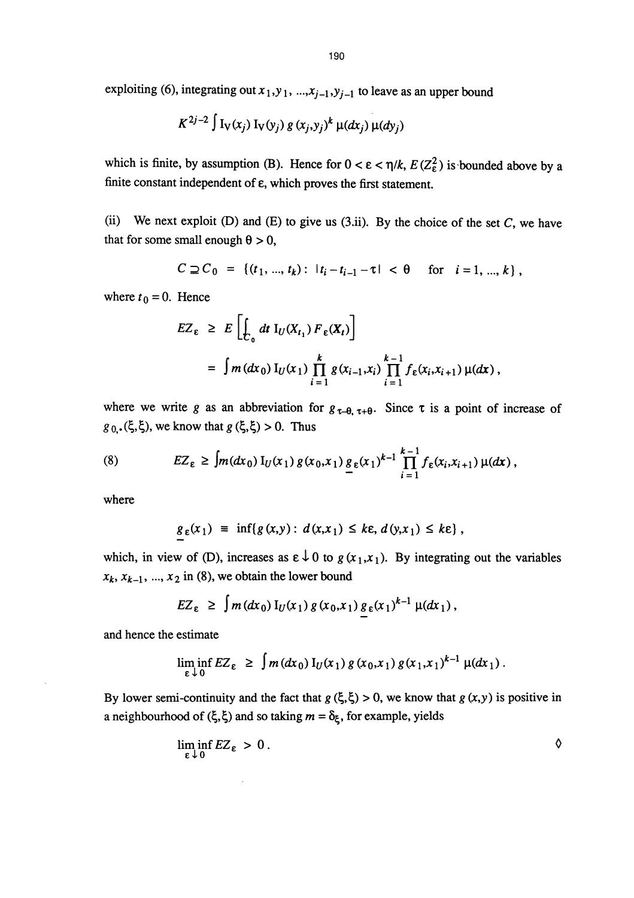exploiting (6), integrating out $x_1, y_1, ..., x_{j-1}, y_{j-1}$ to leave as an upper bound

$$K^{2j-2} \int I_V(x_j)\, I_V(y_j)\, g(x_j, y_j)^k\, \mu(dx_j)\, \mu(dy_j)$$

which is finite, by assumption (B). Hence for $0 < \varepsilon < \eta/k$, $E(Z_\varepsilon^2)$ is bounded above by a finite constant independent of $\varepsilon$, which proves the first statement.

(ii) We next exploit (D) and (E) to give us (3.ii). By the choice of the set $C$, we have that for some small enough $\theta > 0$,

$$C \supseteq C_0 = \{(t_1, ..., t_k) : |t_i - t_{i-1} - \tau| < \theta \quad \text{for } i = 1, ..., k\},$$

where $t_0 = 0$. Hence

$$\begin{aligned} EZ_\varepsilon &\geq E\left[\int_{C_0} dt\, I_U(X_{t_1})\, F_\varepsilon(X_t)\right] \\ &= \int m(dx_0)\, I_U(x_1) \prod_{i=1}^{k} g(x_{i-1}, x_i) \prod_{i=1}^{k-1} f_\varepsilon(x_i, x_{i+1})\, \mu(dx), \end{aligned}$$

where we write $g$ as an abbreviation for $g_{\tau-\theta,\, \tau+\theta}$. Since $\tau$ is a point of increase of $g_{0,\cdot}(\xi, \xi)$, we know that $g(\xi, \xi) > 0$. Thus

$$EZ_\varepsilon \geq \int m(dx_0)\, I_U(x_1)\, g(x_0, x_1)\, \underline{g}_\varepsilon(x_1)^{k-1} \prod_{i=1}^{k-1} f_\varepsilon(x_i, x_{i+1})\, \mu(dx), \tag{8}$$

where

$$\underline{g}_\varepsilon(x_1) \equiv \inf\{g(x, y) : d(x, x_1) \leq k\varepsilon,\, d(y, x_1) \leq k\varepsilon\},$$

which, in view of (D), increases as $\varepsilon \downarrow 0$ to $g(x_1, x_1)$. By integrating out the variables $x_k, x_{k-1}, ..., x_2$ in (8), we obtain the lower bound

$$EZ_\varepsilon \geq \int m(dx_0)\, I_U(x_1)\, g(x_0, x_1)\, \underline{g}_\varepsilon(x_1)^{k-1}\, \mu(dx_1),$$

and hence the estimate

$$\liminf_{\varepsilon \downarrow 0} EZ_\varepsilon \geq \int m(dx_0)\, I_U(x_1)\, g(x_0, x_1)\, g(x_1, x_1)^{k-1}\, \mu(dx_1).$$

By lower semi-continuity and the fact that $g(\xi, \xi) > 0$, we know that $g(x, y)$ is positive in a neighbourhood of $(\xi, \xi)$ and so taking $m = \delta_\xi$, for example, yields

$$\liminf_{\varepsilon \downarrow 0} EZ_\varepsilon > 0. \qquad \diamond$$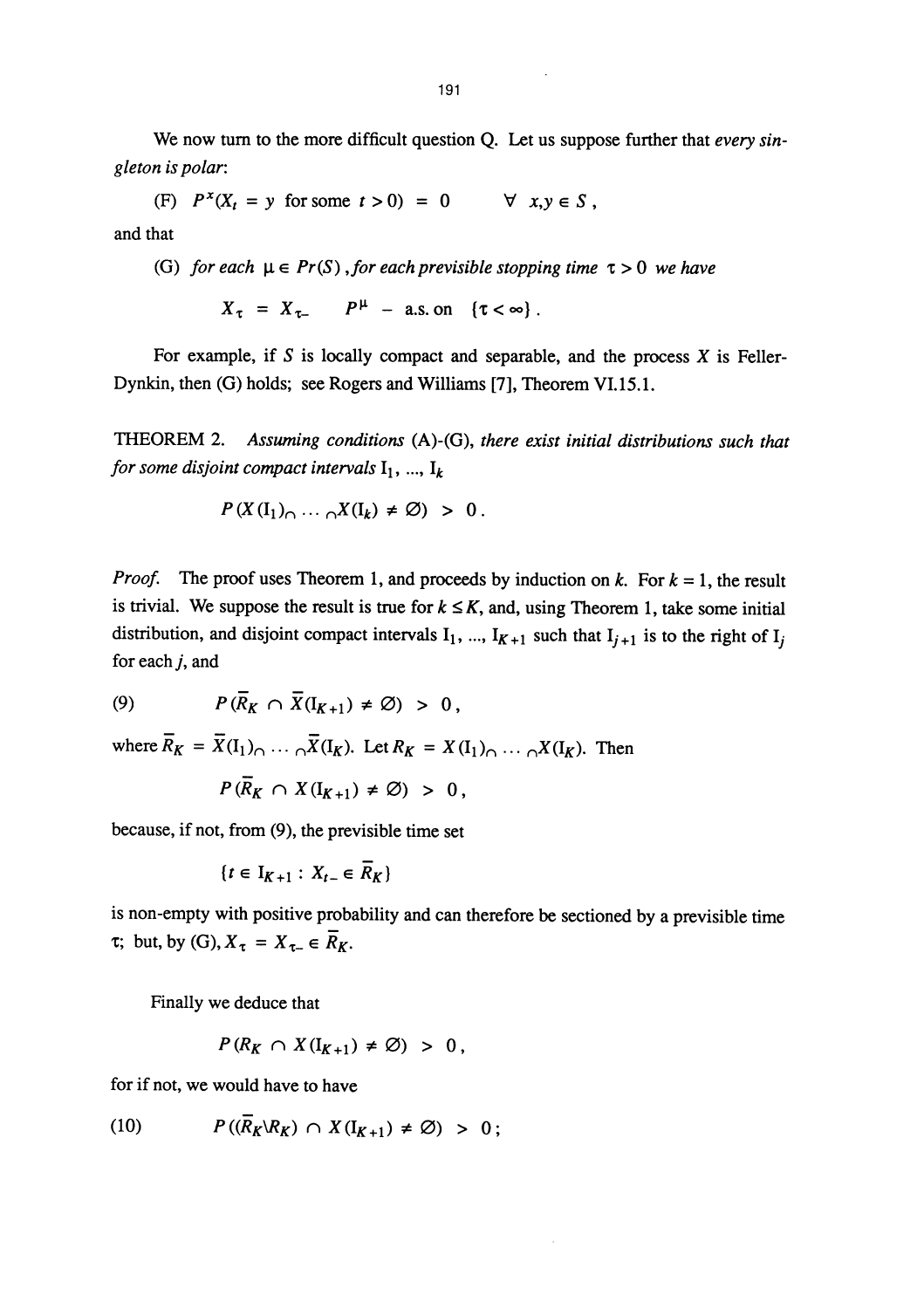We now turn to the more difficult question Q. Let us suppose further that *every singleton is polar*:

(F) $P^x(X_t = y \text{ for some } t > 0) = 0 \qquad \forall\ x,y \in S$,

and that

(G) *for each* $\mu \in Pr(S)$ *, for each previsible stopping time* $\tau > 0$ *we have*

$$X_\tau = X_{\tau-} \qquad P^\mu \text{ - a.s. on } \{\tau < \infty\}.$$

For example, if $S$ is locally compact and separable, and the process $X$ is Feller-Dynkin, then (G) holds; see Rogers and Williams [7], Theorem VI.15.1.

THEOREM 2. *Assuming conditions* (A)-(G), *there exist initial distributions such that for some disjoint compact intervals* $I_1, \ldots, I_k$

$$P(X(I_1) \cap \cdots \cap X(I_k) \neq \emptyset) > 0.$$

*Proof.* The proof uses Theorem 1, and proceeds by induction on $k$. For $k = 1$, the result is trivial. We suppose the result is true for $k \leq K$, and, using Theorem 1, take some initial distribution, and disjoint compact intervals $I_1, \ldots, I_{K+1}$ such that $I_{j+1}$ is to the right of $I_j$ for each $j$, and

$$(9) \qquad P(\bar{R}_K \cap \bar{X}(I_{K+1}) \neq \emptyset) > 0,$$

where $\bar{R}_K = \bar{X}(I_1) \cap \cdots \cap \bar{X}(I_K)$. Let $R_K = X(I_1) \cap \cdots \cap X(I_K)$. Then

$$P(\bar{R}_K \cap X(I_{K+1}) \neq \emptyset) > 0,$$

because, if not, from (9), the previsible time set

$$\{t \in I_{K+1} : X_{t-} \in \bar{R}_K\}$$

is non-empty with positive probability and can therefore be sectioned by a previsible time $\tau$; but, by (G), $X_\tau = X_{\tau-} \in \bar{R}_K$.

Finally we deduce that

$$P(R_K \cap X(I_{K+1}) \neq \emptyset) > 0,$$

for if not, we would have to have

$$(10) \qquad P((\bar{R}_K \backslash R_K) \cap X(I_{K+1}) \neq \emptyset) > 0;$$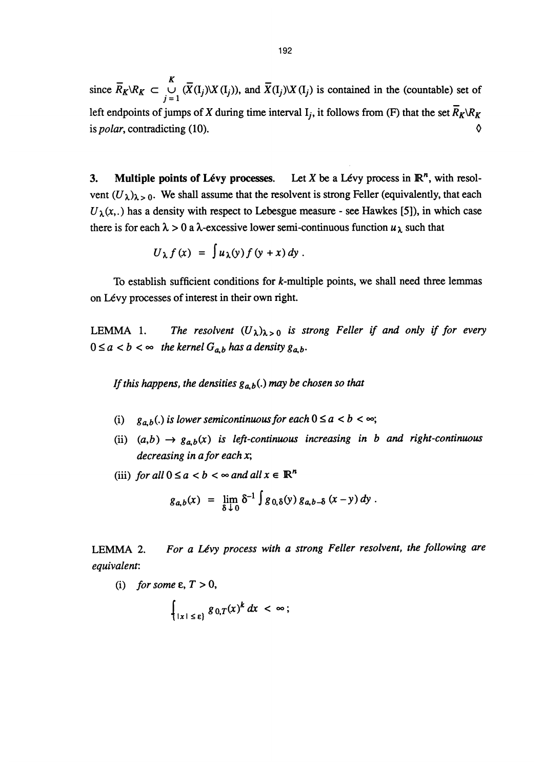since $\overline{R}_K \backslash R_K \subset \bigcup_{j=1}^{K} (\overline{X}(I_j) \backslash X(I_j))$, and $\overline{X}(I_j) \backslash X(I_j)$ is contained in the (countable) set of left endpoints of jumps of $X$ during time interval $I_j$, it follows from (F) that the set $\overline{R}_K \backslash R_K$ is *polar*, contradicting (10). ◊

**3. Multiple points of Lévy processes.** Let $X$ be a Lévy process in $\mathbb{R}^n$, with resolvent $(U_\lambda)_{\lambda > 0}$. We shall assume that the resolvent is strong Feller (equivalently, that each $U_\lambda(x,.)$ has a density with respect to Lebesgue measure - see Hawkes [5]), in which case there is for each $\lambda > 0$ a $\lambda$-excessive lower semi-continuous function $u_\lambda$ such that

$$U_\lambda f(x) = \int u_\lambda(y) f(y+x)\, dy .$$

To establish sufficient conditions for $k$-multiple points, we shall need three lemmas on Lévy processes of interest in their own right.

LEMMA 1. *The resolvent $(U_\lambda)_{\lambda > 0}$ is strong Feller if and only if for every $0 \le a < b < \infty$ the kernel $G_{a,b}$ has a density $g_{a,b}$.*

*If this happens, the densities $g_{a,b}(.)$ may be chosen so that*

(i) *$g_{a,b}(.)$ is lower semicontinuous for each $0 \le a < b < \infty$;*

(ii) *$(a,b) \to g_{a,b}(x)$ is left-continuous increasing in $b$ and right-continuous decreasing in $a$ for each $x$;*

(iii) *for all $0 \le a < b < \infty$ and all $x \in \mathbb{R}^n$*

$$g_{a,b}(x) = \lim_{\delta \downarrow 0} \delta^{-1} \int g_{0,\delta}(y)\, g_{a,b-\delta}(x-y)\, dy .$$

LEMMA 2. *For a Lévy process with a strong Feller resolvent, the following are equivalent:*

(i) *for some $\varepsilon$, $T > 0$,*

$$\int_{\{|x| \le \varepsilon\}} g_{0,T}(x)^k\, dx < \infty ;$$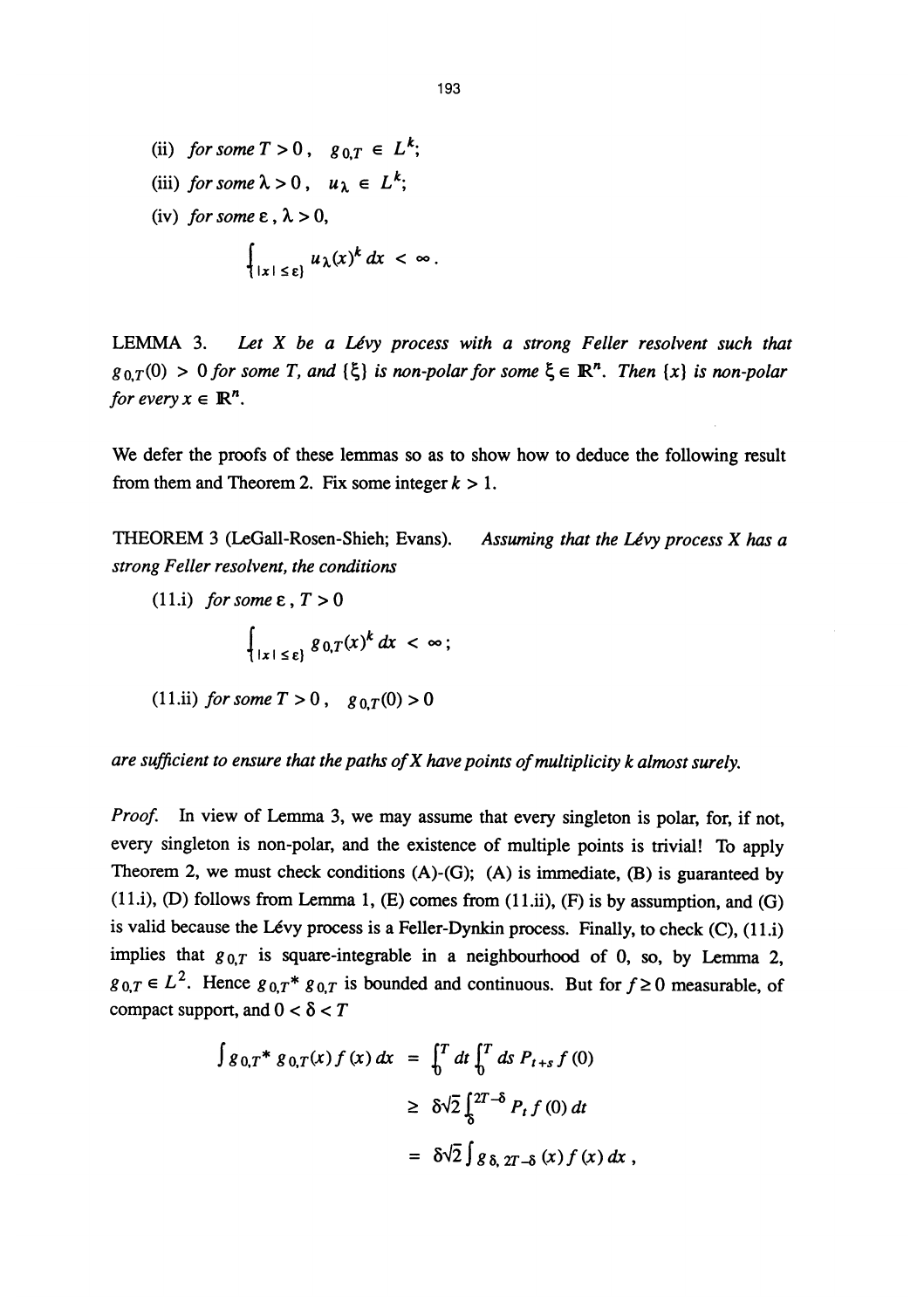(ii) *for some* $T > 0$, $g_{0,T} \in L^k$;

(iii) *for some* $\lambda > 0$, $u_\lambda \in L^k$;

(iv) *for some* $\varepsilon, \lambda > 0$,

$$\int_{\{|x| \leq \varepsilon\}} u_\lambda(x)^k \, dx < \infty .$$

LEMMA 3. *Let X be a Lévy process with a strong Feller resolvent such that* $g_{0,T}(0) > 0$ *for some T, and* $\{\xi\}$ *is non-polar for some* $\xi \in \mathbb{R}^n$. *Then* $\{x\}$ *is non-polar for every* $x \in \mathbb{R}^n$.

We defer the proofs of these lemmas so as to show how to deduce the following result from them and Theorem 2. Fix some integer $k > 1$.

THEOREM 3 (LeGall-Rosen-Shieh; Evans). *Assuming that the Lévy process X has a strong Feller resolvent, the conditions*

(11.i) *for some* $\varepsilon, T > 0$

$$\int_{\{|x| \leq \varepsilon\}} g_{0,T}(x)^k \, dx < \infty ;$$

(11.ii) *for some* $T > 0$, $g_{0,T}(0) > 0$

*are sufficient to ensure that the paths of X have points of multiplicity k almost surely.*

*Proof.* In view of Lemma 3, we may assume that every singleton is polar, for, if not, every singleton is non-polar, and the existence of multiple points is trivial! To apply Theorem 2, we must check conditions (A)-(G); (A) is immediate, (B) is guaranteed by (11.i), (D) follows from Lemma 1, (E) comes from (11.ii), (F) is by assumption, and (G) is valid because the Lévy process is a Feller-Dynkin process. Finally, to check (C), (11.i) implies that $g_{0,T}$ is square-integrable in a neighbourhood of 0, so, by Lemma 2, $g_{0,T} \in L^2$. Hence $g_{0,T} * g_{0,T}$ is bounded and continuous. But for $f \geq 0$ measurable, of compact support, and $0 < \delta < T$

$$\begin{aligned}
\int g_{0,T} * g_{0,T}(x) f(x) \, dx &= \int_0^T dt \int_0^T ds \, P_{t+s} f(0) \\
&\geq \delta\sqrt{2} \int_\delta^{2T-\delta} P_t f(0) \, dt \\
&= \delta\sqrt{2} \int g_{\delta,\, 2T-\delta}(x) f(x) \, dx ,
\end{aligned}$$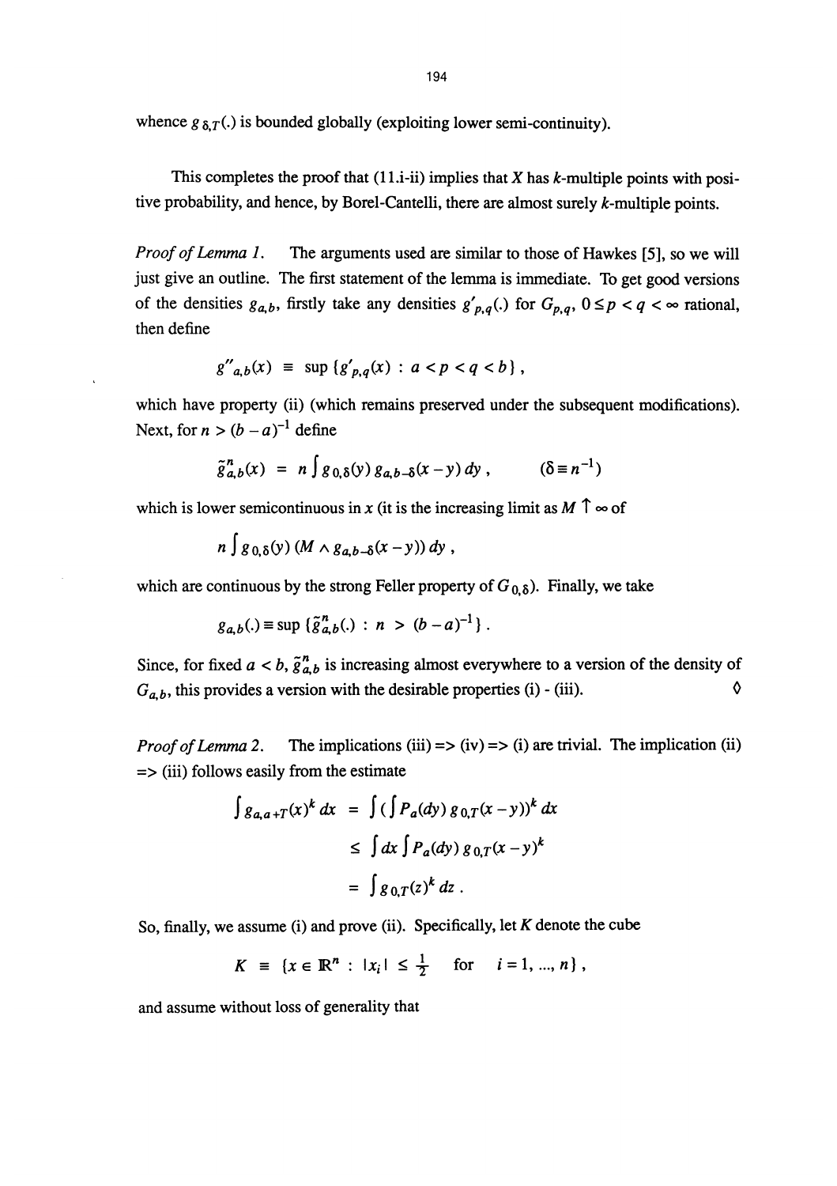whence $g_{\delta,T}(.)$ is bounded globally (exploiting lower semi-continuity).

This completes the proof that (11.i-ii) implies that $X$ has $k$-multiple points with positive probability, and hence, by Borel-Cantelli, there are almost surely $k$-multiple points.

*Proof of Lemma 1.* The arguments used are similar to those of Hawkes [5], so we will just give an outline. The first statement of the lemma is immediate. To get good versions of the densities $g_{a,b}$, firstly take any densities $g'_{p,q}(.)$ for $G_{p,q}$, $0 \le p < q < \infty$ rational, then define

$$g''_{a,b}(x) \equiv \sup \{ g'_{p,q}(x) \; : \; a < p < q < b \} ,$$

which have property (ii) (which remains preserved under the subsequent modifications). Next, for $n > (b-a)^{-1}$ define

$$\tilde{g}^n_{a,b}(x) = n \int g_{0,\delta}(y) \, g_{a,b-\delta}(x-y) \, dy , \qquad (\delta \equiv n^{-1})$$

which is lower semicontinuous in $x$ (it is the increasing limit as $M \uparrow \infty$ of

$$n \int g_{0,\delta}(y) \, (M \wedge g_{a,b-\delta}(x-y)) \, dy ,$$

which are continuous by the strong Feller property of $G_{0,\delta}$). Finally, we take

$$g_{a,b}(.) \equiv \sup \{ \tilde{g}^n_{a,b}(.) \; : \; n > (b-a)^{-1} \} .$$

Since, for fixed $a < b$, $\tilde{g}^n_{a,b}$ is increasing almost everywhere to a version of the density of $G_{a,b}$, this provides a version with the desirable properties (i) - (iii). ◊

*Proof of Lemma 2.* The implications (iii) => (iv) => (i) are trivial. The implication (ii) => (iii) follows easily from the estimate

$$\begin{aligned} \int g_{a,a+T}(x)^k \, dx &= \int ( \int P_a(dy) \, g_{0,T}(x-y))^k \, dx \\ &\le \int dx \int P_a(dy) \, g_{0,T}(x-y)^k \\ &= \int g_{0,T}(z)^k \, dz . \end{aligned}$$

So, finally, we assume (i) and prove (ii). Specifically, let $K$ denote the cube

$$K \equiv \{ x \in \mathbb{R}^n \; : \; |x_i| \le \tfrac{1}{2} \quad \text{for} \quad i = 1, ..., n \} ,$$

and assume without loss of generality that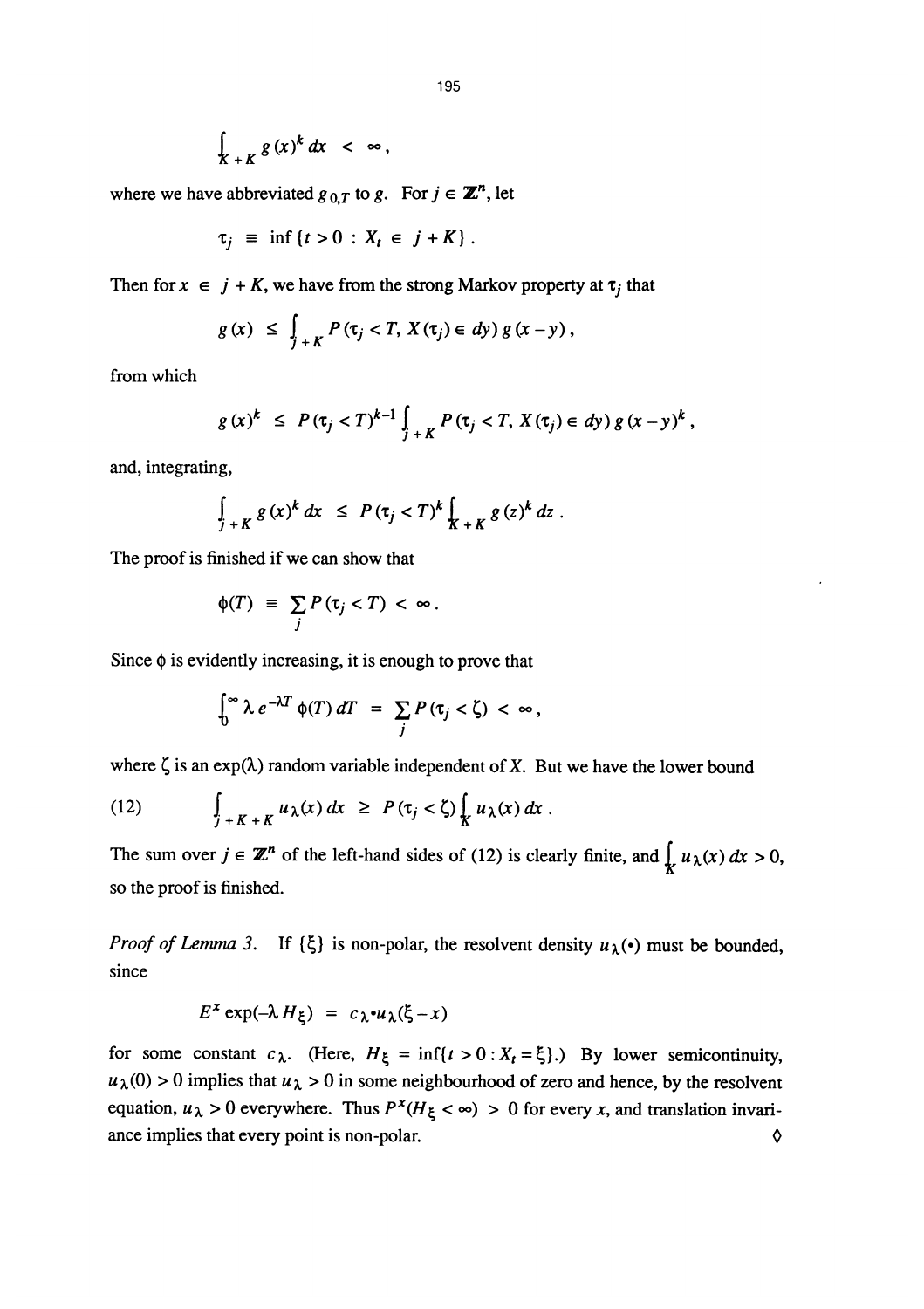$$\int_{K+K} g(x)^k \, dx \ < \ \infty ,$$

where we have abbreviated $g_{0,T}$ to $g$. For $j \in \mathbb{Z}^n$, let

$$\tau_j \ \equiv \ \inf\{t > 0 : X_t \in j + K\} .$$

Then for $x \in j + K$, we have from the strong Markov property at $\tau_j$ that

$$g(x) \ \leq \ \int_{j+K} P(\tau_j < T, X(\tau_j) \in dy) \, g(x-y) ,$$

from which

$$g(x)^k \ \leq \ P(\tau_j < T)^{k-1} \int_{j+K} P(\tau_j < T, X(\tau_j) \in dy) \, g(x-y)^k ,$$

and, integrating,

$$\int_{j+K} g(x)^k \, dx \ \leq \ P(\tau_j < T)^k \int_{K+K} g(z)^k \, dz .$$

The proof is finished if we can show that

$$\phi(T) \ \equiv \ \sum_j P(\tau_j < T) \ < \ \infty .$$

Since $\phi$ is evidently increasing, it is enough to prove that

$$\int_0^\infty \lambda \, e^{-\lambda T} \phi(T) \, dT \ = \ \sum_j P(\tau_j < \zeta) \ < \ \infty ,$$

where $\zeta$ is an exp($\lambda$) random variable independent of $X$. But we have the lower bound

$$\int_{j+K+K} u_\lambda(x) \, dx \ \geq \ P(\tau_j < \zeta) \int_K u_\lambda(x) \, dx . \tag{12}$$

The sum over $j \in \mathbb{Z}^n$ of the left-hand sides of (12) is clearly finite, and $\int_K u_\lambda(x) \, dx > 0$, so the proof is finished.

*Proof of Lemma 3.* If $\{\xi\}$ is non-polar, the resolvent density $u_\lambda(\cdot)$ must be bounded, since

$$E^x \exp(-\lambda H_\xi) \ = \ c_\lambda \cdot u_\lambda(\xi - x)$$

for some constant $c_\lambda$. (Here, $H_\xi = \inf\{t > 0 : X_t = \xi\}$.) By lower semicontinuity, $u_\lambda(0) > 0$ implies that $u_\lambda > 0$ in some neighbourhood of zero and hence, by the resolvent equation, $u_\lambda > 0$ everywhere. Thus $P^x(H_\xi < \infty) > 0$ for every $x$, and translation invariance implies that every point is non-polar. ◊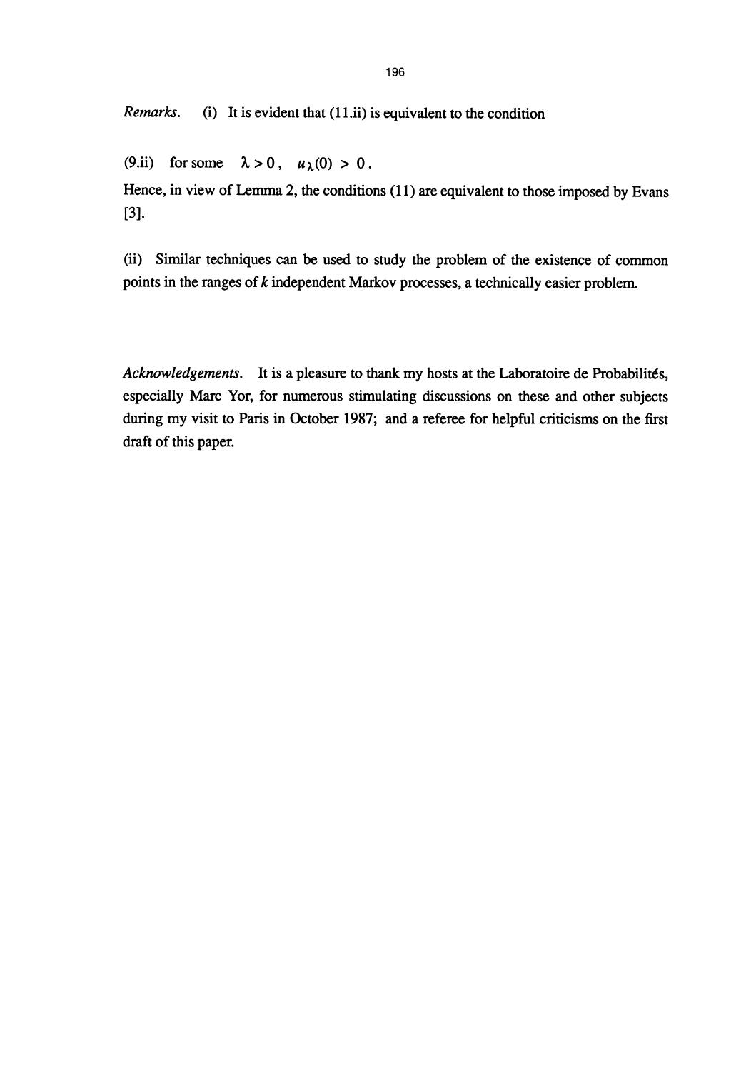*Remarks.* (i) It is evident that (11.ii) is equivalent to the condition

(9.ii) for some $\lambda > 0$, $u_\lambda(0) > 0$.

Hence, in view of Lemma 2, the conditions (11) are equivalent to those imposed by Evans [3].

(ii) Similar techniques can be used to study the problem of the existence of common points in the ranges of $k$ independent Markov processes, a technically easier problem.

*Acknowledgements.* It is a pleasure to thank my hosts at the Laboratoire de Probabilités, especially Marc Yor, for numerous stimulating discussions on these and other subjects during my visit to Paris in October 1987; and a referee for helpful criticisms on the first draft of this paper.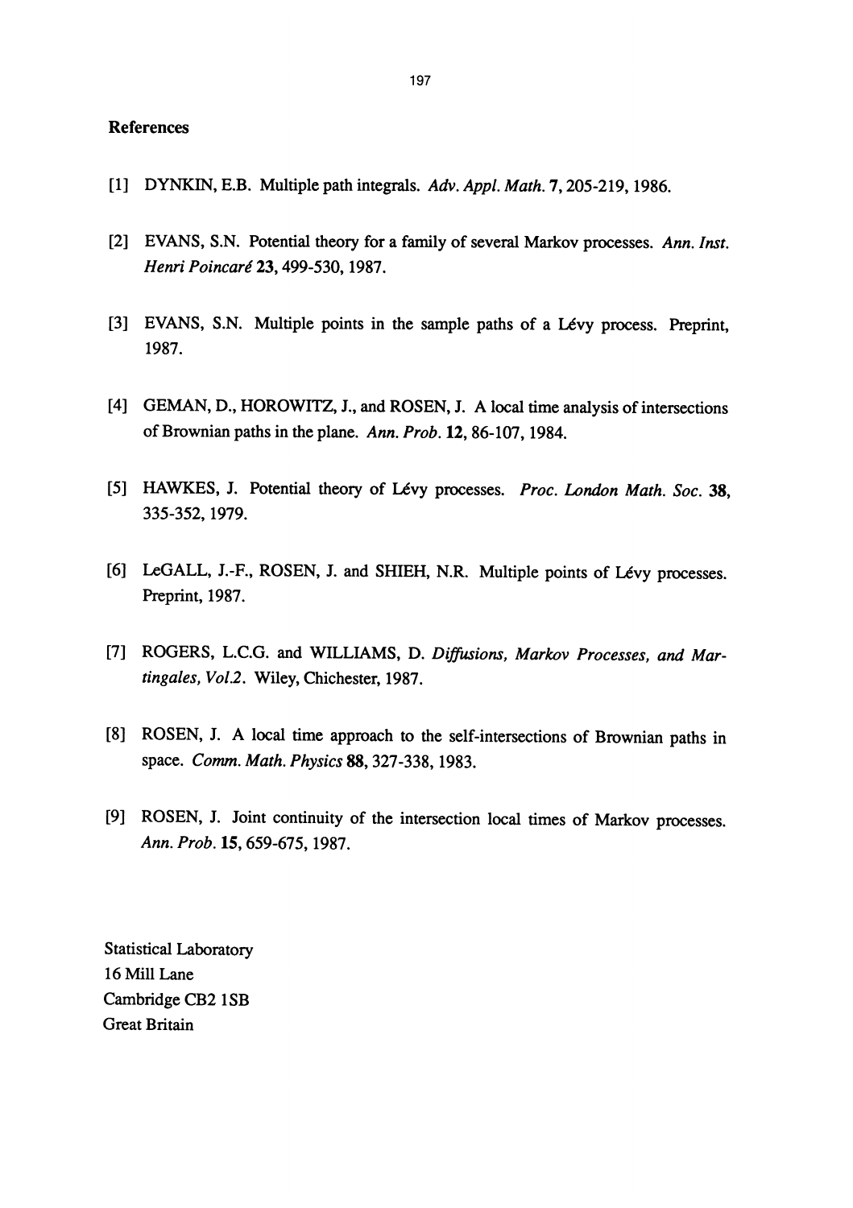## References

[1] DYNKIN, E.B. Multiple path integrals. *Adv. Appl. Math.* **7**, 205-219, 1986.

[2] EVANS, S.N. Potential theory for a family of several Markov processes. *Ann. Inst. Henri Poincaré* **23**, 499-530, 1987.

[3] EVANS, S.N. Multiple points in the sample paths of a Lévy process. Preprint, 1987.

[4] GEMAN, D., HOROWITZ, J., and ROSEN, J. A local time analysis of intersections of Brownian paths in the plane. *Ann. Prob.* **12**, 86-107, 1984.

[5] HAWKES, J. Potential theory of Lévy processes. *Proc. London Math. Soc.* **38**, 335-352, 1979.

[6] LeGALL, J.-F., ROSEN, J. and SHIEH, N.R. Multiple points of Lévy processes. Preprint, 1987.

[7] ROGERS, L.C.G. and WILLIAMS, D. *Diffusions, Markov Processes, and Martingales, Vol.2*. Wiley, Chichester, 1987.

[8] ROSEN, J. A local time approach to the self-intersections of Brownian paths in space. *Comm. Math. Physics* **88**, 327-338, 1983.

[9] ROSEN, J. Joint continuity of the intersection local times of Markov processes. *Ann. Prob.* **15**, 659-675, 1987.

Statistical Laboratory
16 Mill Lane
Cambridge CB2 1SB
Great Britain